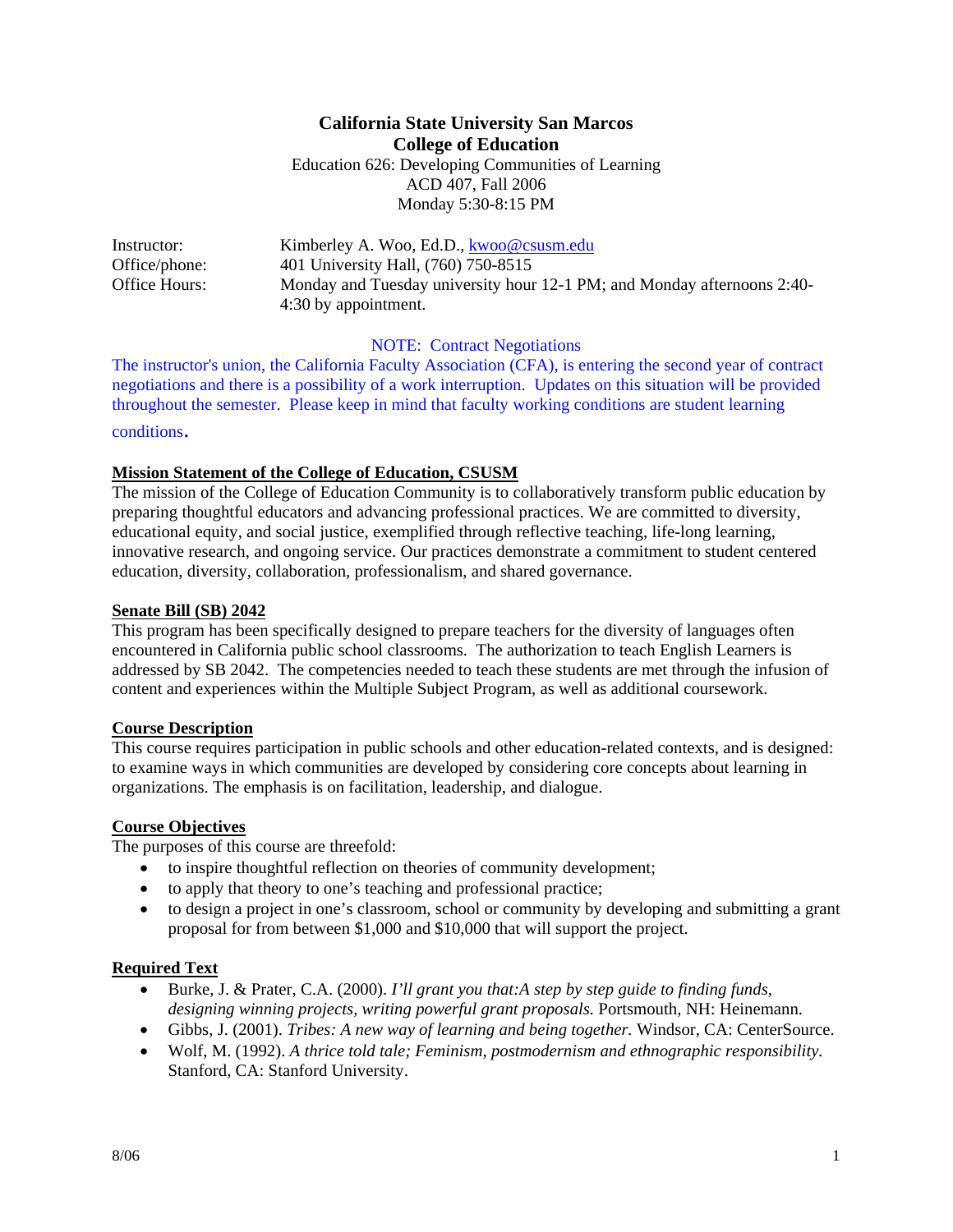**California State University San Marcos**
**College of Education**

Education 626: Developing Communities of Learning
ACD 407, Fall 2006
Monday 5:30-8:15 PM

| | |
|---|---|
| Instructor: | Kimberley A. Woo, Ed.D., kwoo@csusm.edu |
| Office/phone: | 401 University Hall, (760) 750-8515 |
| Office Hours: | Monday and Tuesday university hour 12-1 PM; and Monday afternoons 2:40-4:30 by appointment. |

NOTE: Contract Negotiations

The instructor's union, the California Faculty Association (CFA), is entering the second year of contract negotiations and there is a possibility of a work interruption. Updates on this situation will be provided throughout the semester. Please keep in mind that faculty working conditions are student learning conditions.

## Mission Statement of the College of Education, CSUSM

The mission of the College of Education Community is to collaboratively transform public education by preparing thoughtful educators and advancing professional practices. We are committed to diversity, educational equity, and social justice, exemplified through reflective teaching, life-long learning, innovative research, and ongoing service. Our practices demonstrate a commitment to student centered education, diversity, collaboration, professionalism, and shared governance.

## Senate Bill (SB) 2042

This program has been specifically designed to prepare teachers for the diversity of languages often encountered in California public school classrooms. The authorization to teach English Learners is addressed by SB 2042. The competencies needed to teach these students are met through the infusion of content and experiences within the Multiple Subject Program, as well as additional coursework.

## Course Description

This course requires participation in public schools and other education-related contexts, and is designed: to examine ways in which communities are developed by considering core concepts about learning in organizations. The emphasis is on facilitation, leadership, and dialogue.

## Course Objectives

The purposes of this course are threefold:

- to inspire thoughtful reflection on theories of community development;
- to apply that theory to one's teaching and professional practice;
- to design a project in one's classroom, school or community by developing and submitting a grant proposal for from between $1,000 and $10,000 that will support the project.

## Required Text

- Burke, J. & Prater, C.A. (2000). *I'll grant you that:A step by step guide to finding funds, designing winning projects, writing powerful grant proposals.* Portsmouth, NH: Heinemann.
- Gibbs, J. (2001). *Tribes: A new way of learning and being together.* Windsor, CA: CenterSource.
- Wolf, M. (1992). *A thrice told tale; Feminism, postmodernism and ethnographic responsibility.* Stanford, CA: Stanford University.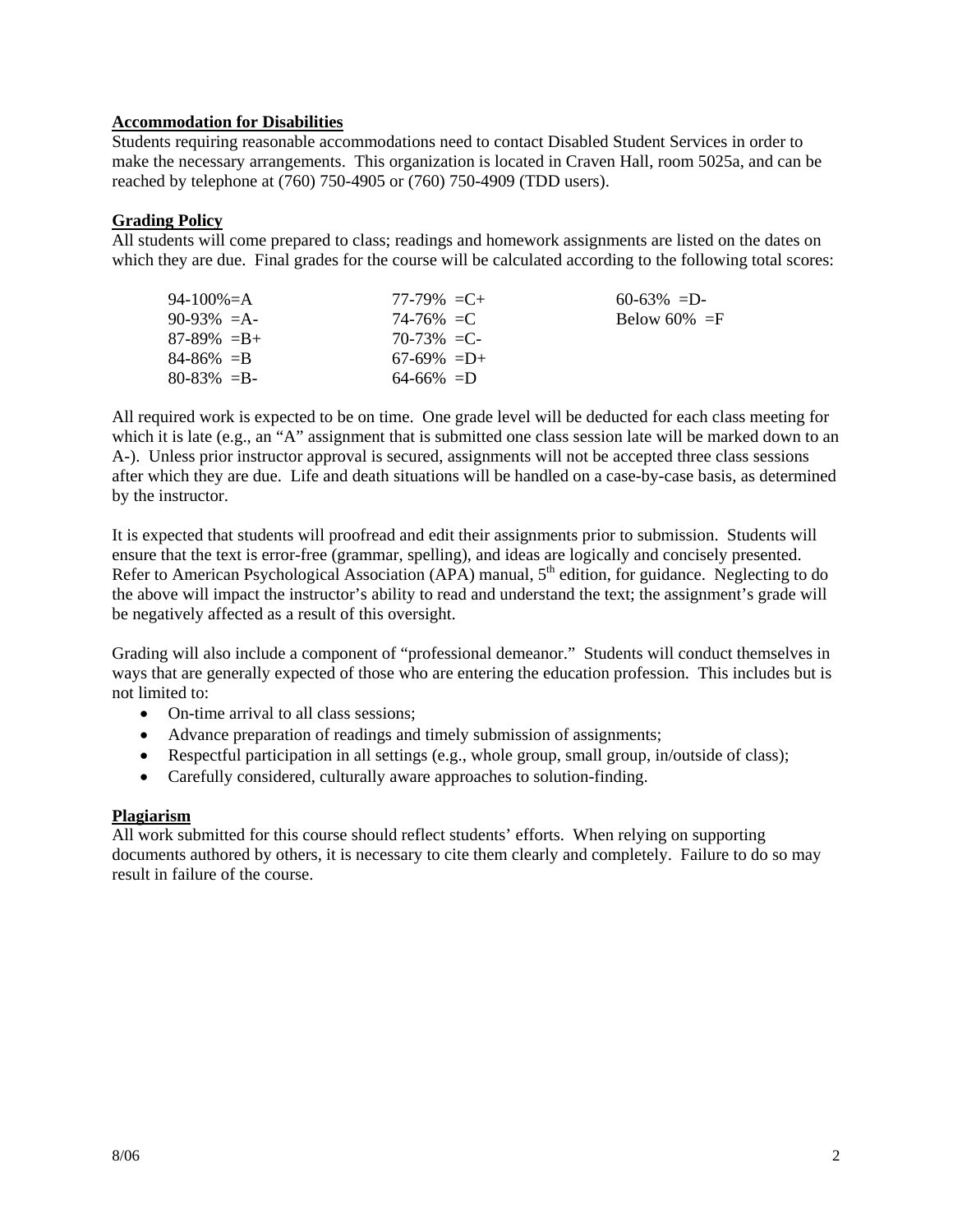**Accommodation for Disabilities**

Students requiring reasonable accommodations need to contact Disabled Student Services in order to make the necessary arrangements. This organization is located in Craven Hall, room 5025a, and can be reached by telephone at (760) 750-4905 or (760) 750-4909 (TDD users).

**Grading Policy**

All students will come prepared to class; readings and homework assignments are listed on the dates on which they are due. Final grades for the course will be calculated according to the following total scores:

| | | |
|---|---|---|
| 94-100%=A | 77-79% =C+ | 60-63% =D- |
| 90-93% =A- | 74-76% =C | Below 60% =F |
| 87-89% =B+ | 70-73% =C- | |
| 84-86% =B | 67-69% =D+ | |
| 80-83% =B- | 64-66% =D | |

All required work is expected to be on time. One grade level will be deducted for each class meeting for which it is late (e.g., an "A" assignment that is submitted one class session late will be marked down to an A-). Unless prior instructor approval is secured, assignments will not be accepted three class sessions after which they are due. Life and death situations will be handled on a case-by-case basis, as determined by the instructor.

It is expected that students will proofread and edit their assignments prior to submission. Students will ensure that the text is error-free (grammar, spelling), and ideas are logically and concisely presented. Refer to American Psychological Association (APA) manual, 5th edition, for guidance. Neglecting to do the above will impact the instructor's ability to read and understand the text; the assignment's grade will be negatively affected as a result of this oversight.

Grading will also include a component of "professional demeanor." Students will conduct themselves in ways that are generally expected of those who are entering the education profession. This includes but is not limited to:

- On-time arrival to all class sessions;
- Advance preparation of readings and timely submission of assignments;
- Respectful participation in all settings (e.g., whole group, small group, in/outside of class);
- Carefully considered, culturally aware approaches to solution-finding.

**Plagiarism**

All work submitted for this course should reflect students' efforts. When relying on supporting documents authored by others, it is necessary to cite them clearly and completely. Failure to do so may result in failure of the course.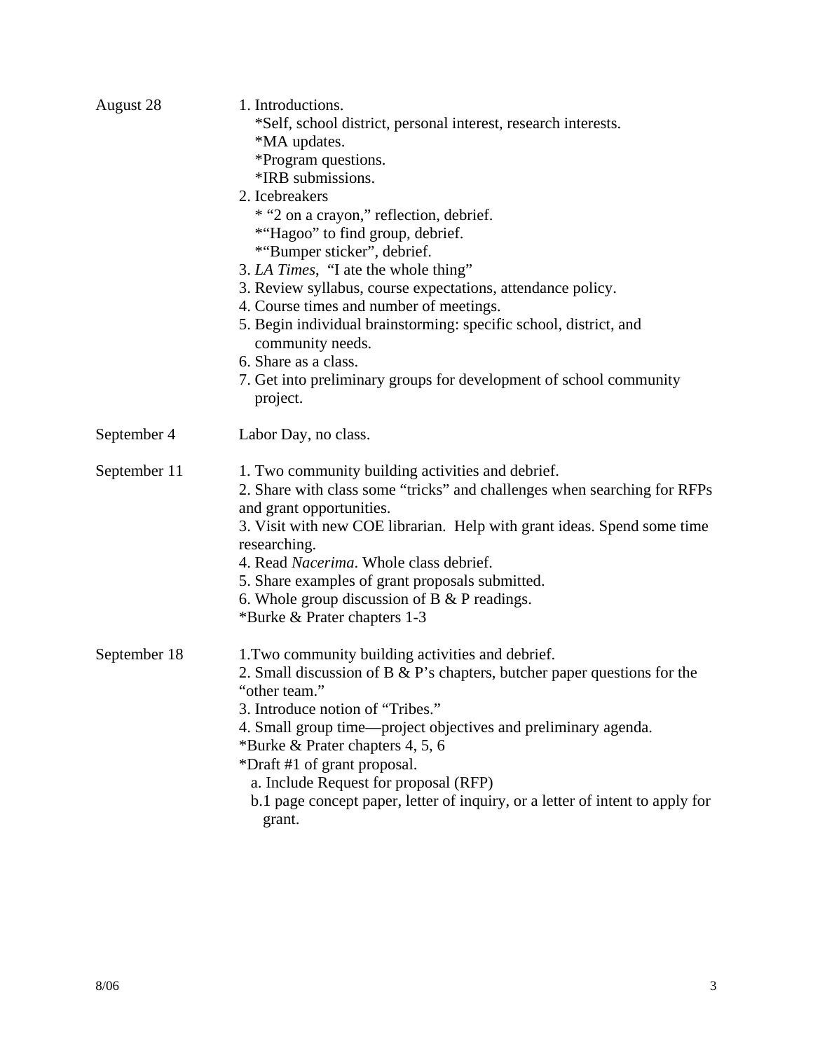| | |
|---|---|
| August 28 | 1. Introductions.<br>*Self, school district, personal interest, research interests.<br>*MA updates.<br>*Program questions.<br>*IRB submissions.<br>2. Icebreakers<br>* "2 on a crayon," reflection, debrief.<br>*"Hagoo" to find group, debrief.<br>*"Bumper sticker", debrief.<br>3. *LA Times*, "I ate the whole thing"<br>3. Review syllabus, course expectations, attendance policy.<br>4. Course times and number of meetings.<br>5. Begin individual brainstorming: specific school, district, and community needs.<br>6. Share as a class.<br>7. Get into preliminary groups for development of school community project. |
| September 4 | Labor Day, no class. |
| September 11 | 1. Two community building activities and debrief.<br>2. Share with class some "tricks" and challenges when searching for RFPs and grant opportunities.<br>3. Visit with new COE librarian. Help with grant ideas. Spend some time researching.<br>4. Read *Nacerima*. Whole class debrief.<br>5. Share examples of grant proposals submitted.<br>6. Whole group discussion of B & P readings.<br>*Burke & Prater chapters 1-3 |
| September 18 | 1.Two community building activities and debrief.<br>2. Small discussion of B & P's chapters, butcher paper questions for the "other team."<br>3. Introduce notion of "Tribes."<br>4. Small group time—project objectives and preliminary agenda.<br>*Burke & Prater chapters 4, 5, 6<br>*Draft #1 of grant proposal.<br>a. Include Request for proposal (RFP)<br>b.1 page concept paper, letter of inquiry, or a letter of intent to apply for grant. |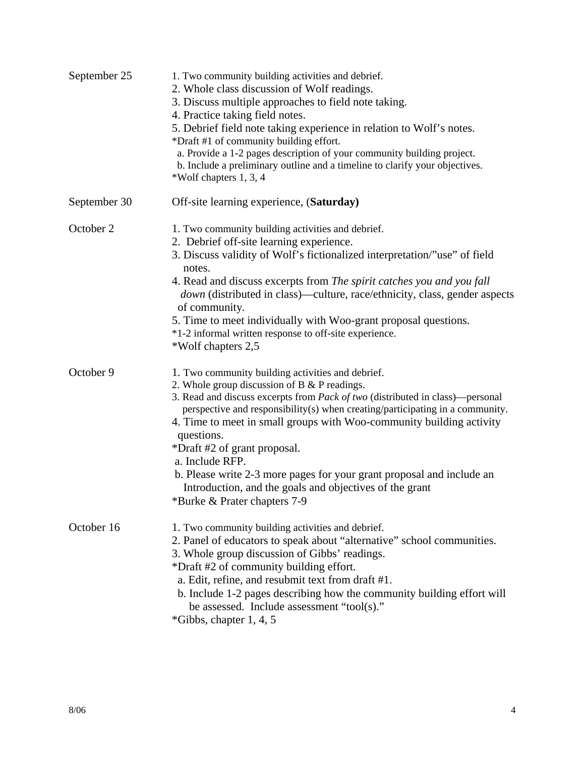| | |
|---|---|
| September 25 | 1. Two community building activities and debrief.<br>2. Whole class discussion of Wolf readings.<br>3. Discuss multiple approaches to field note taking.<br>4. Practice taking field notes.<br>5. Debrief field note taking experience in relation to Wolf's notes.<br>*Draft #1 of community building effort.<br>a. Provide a 1-2 pages description of your community building project.<br>b. Include a preliminary outline and a timeline to clarify your objectives.<br>*Wolf chapters 1, 3, 4 |
| September 30 | Off-site learning experience, (**Saturday)** |
| October 2 | 1. Two community building activities and debrief.<br>2. Debrief off-site learning experience.<br>3. Discuss validity of Wolf's fictionalized interpretation/"use" of field notes.<br>4. Read and discuss excerpts from *The spirit catches you and you fall down* (distributed in class)—culture, race/ethnicity, class, gender aspects of community.<br>5. Time to meet individually with Woo-grant proposal questions.<br>*1-2 informal written response to off-site experience.<br>*Wolf chapters 2,5 |
| October 9 | 1. Two community building activities and debrief.<br>2. Whole group discussion of B & P readings.<br>3. Read and discuss excerpts from *Pack of two* (distributed in class)—personal perspective and responsibility(s) when creating/participating in a community.<br>4. Time to meet in small groups with Woo-community building activity questions.<br>*Draft #2 of grant proposal.<br>a. Include RFP.<br>b. Please write 2-3 more pages for your grant proposal and include an Introduction, and the goals and objectives of the grant<br>*Burke & Prater chapters 7-9 |
| October 16 | 1. Two community building activities and debrief.<br>2. Panel of educators to speak about "alternative" school communities.<br>3. Whole group discussion of Gibbs' readings.<br>*Draft #2 of community building effort.<br>a. Edit, refine, and resubmit text from draft #1.<br>b. Include 1-2 pages describing how the community building effort will be assessed. Include assessment "tool(s)."<br>*Gibbs, chapter 1, 4, 5 |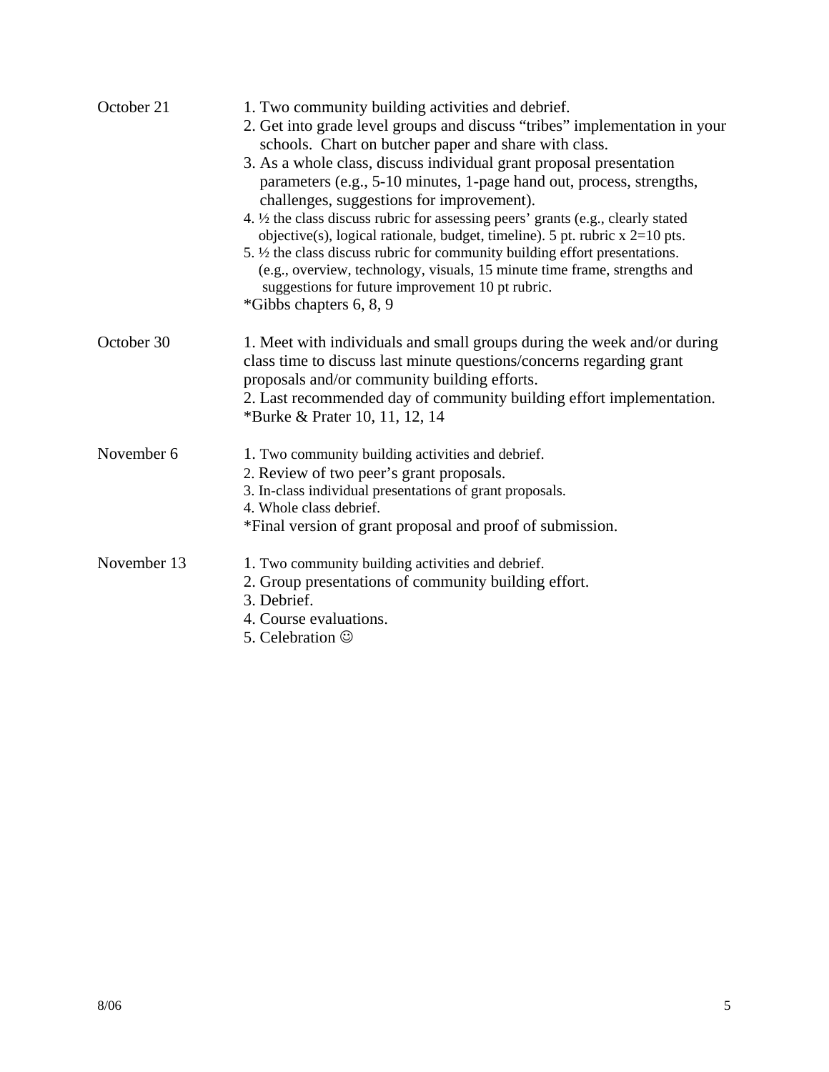| | |
|---|---|
| October 21 | 1. Two community building activities and debrief.<br>2. Get into grade level groups and discuss "tribes" implementation in your schools. Chart on butcher paper and share with class.<br>3. As a whole class, discuss individual grant proposal presentation parameters (e.g., 5-10 minutes, 1-page hand out, process, strengths, challenges, suggestions for improvement).<br>4. ½ the class discuss rubric for assessing peers' grants (e.g., clearly stated objective(s), logical rationale, budget, timeline). 5 pt. rubric x 2=10 pts.<br>5. ½ the class discuss rubric for community building effort presentations. (e.g., overview, technology, visuals, 15 minute time frame, strengths and suggestions for future improvement 10 pt rubric.<br>*Gibbs chapters 6, 8, 9 |
| October 30 | 1. Meet with individuals and small groups during the week and/or during class time to discuss last minute questions/concerns regarding grant proposals and/or community building efforts.<br>2. Last recommended day of community building effort implementation.<br>*Burke & Prater 10, 11, 12, 14 |
| November 6 | 1. Two community building activities and debrief.<br>2. Review of two peer's grant proposals.<br>3. In-class individual presentations of grant proposals.<br>4. Whole class debrief.<br>*Final version of grant proposal and proof of submission. |
| November 13 | 1. Two community building activities and debrief.<br>2. Group presentations of community building effort.<br>3. Debrief.<br>4. Course evaluations.<br>5. Celebration ☺ |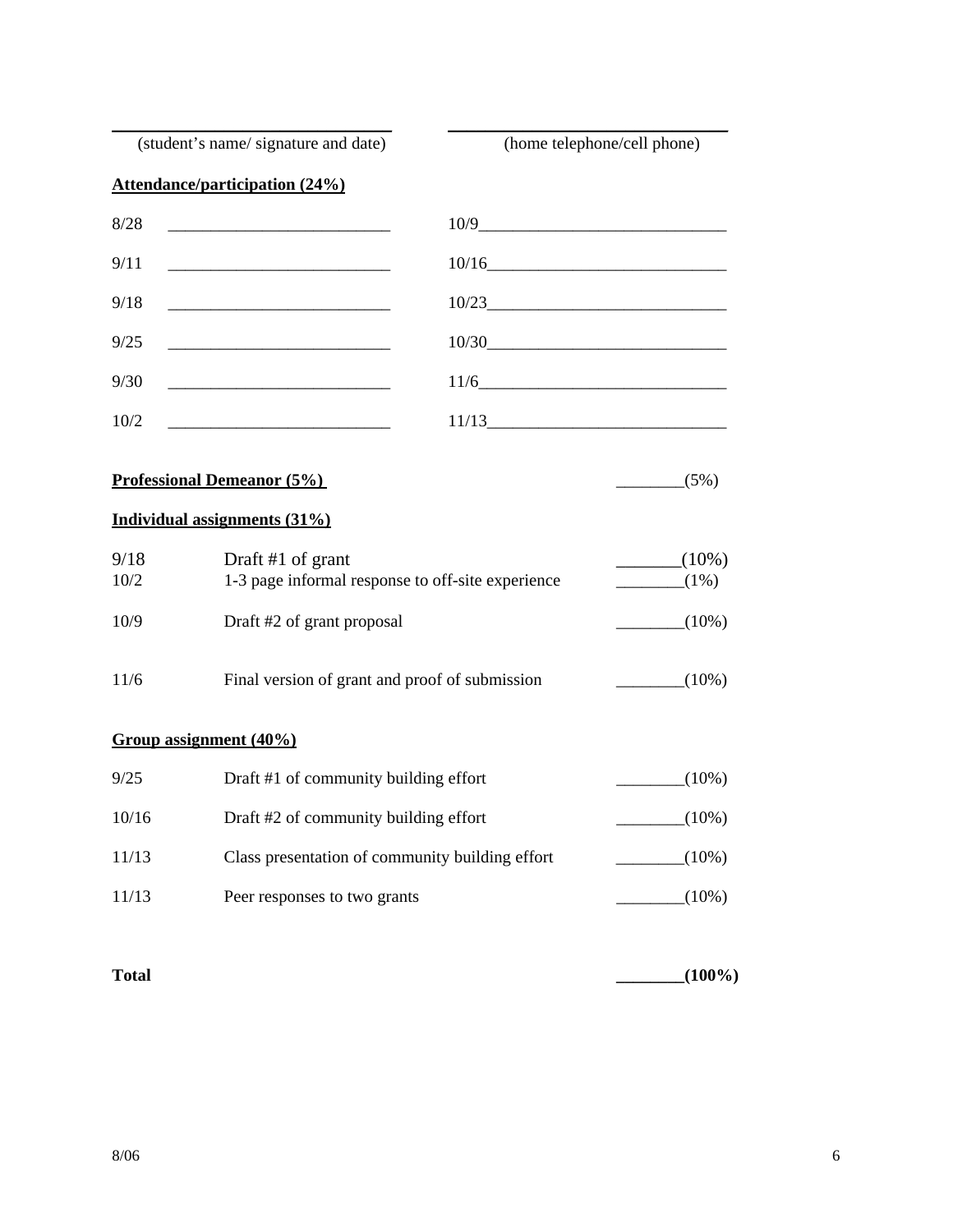\_\_\_\_\_\_\_\_\_\_\_\_\_\_\_\_\_\_\_\_\_\_\_\_\_\_\_\_\_\_ (student's name/ signature and date)

\_\_\_\_\_\_\_\_\_\_\_\_\_\_\_\_\_\_\_\_\_\_\_\_\_\_\_\_\_\_ (home telephone/cell phone)

**Attendance/participation (24%)**

| | | | |
|---|---|---|---|
| 8/28 | ___________________________ | 10/9 | ___________________________ |
| 9/11 | ___________________________ | 10/16 | ___________________________ |
| 9/18 | ___________________________ | 10/23 | ___________________________ |
| 9/25 | ___________________________ | 10/30 | ___________________________ |
| 9/30 | ___________________________ | 11/6 | ___________________________ |
| 10/2 | ___________________________ | 11/13 | ___________________________ |

**Professional Demeanor (5%)** ________(5%)

**Individual assignments (31%)**

| | | |
|---|---|---|
| 9/18 | Draft #1 of grant | _______(10%) |
| 10/2 | 1-3 page informal response to off-site experience | ________(1%) |
| 10/9 | Draft #2 of grant proposal | ________(10%) |
| 11/6 | Final version of grant and proof of submission | ________(10%) |

**Group assignment (40%)**

| | | |
|---|---|---|
| 9/25 | Draft #1 of community building effort | ________(10%) |
| 10/16 | Draft #2 of community building effort | ________(10%) |
| 11/13 | Class presentation of community building effort | ________(10%) |
| 11/13 | Peer responses to two grants | ________(10%) |

**Total** **________(100%)**

8/06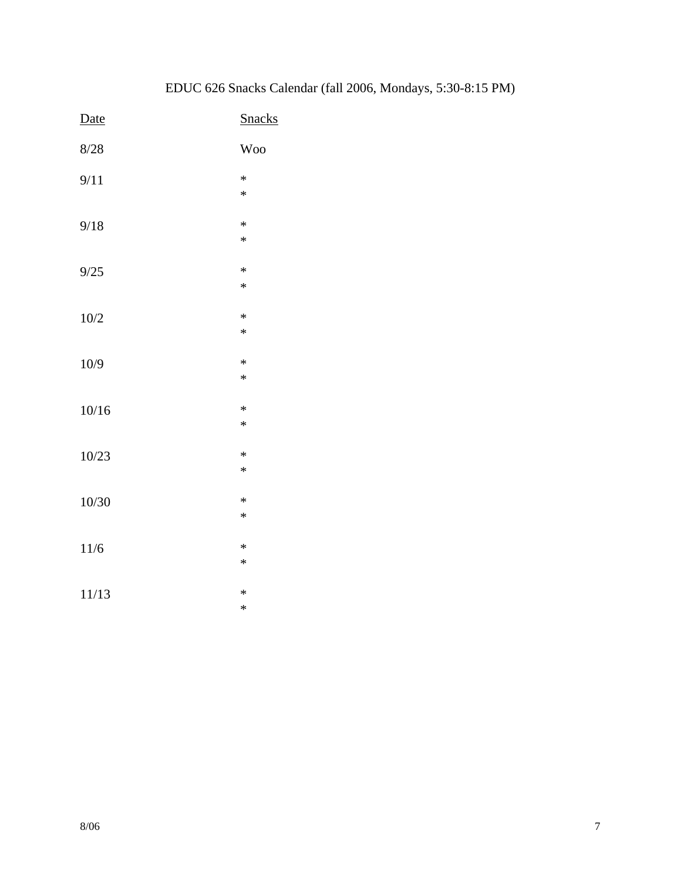EDUC 626 Snacks Calendar (fall 2006, Mondays, 5:30-8:15 PM)

| Date | Snacks |
| --- | --- |
| 8/28 | Woo |
| 9/11 | *<br>* |
| 9/18 | *<br>* |
| 9/25 | *<br>* |
| 10/2 | *<br>* |
| 10/9 | *<br>* |
| 10/16 | *<br>* |
| 10/23 | *<br>* |
| 10/30 | *<br>* |
| 11/6 | *<br>* |
| 11/13 | *<br>* |

8/06